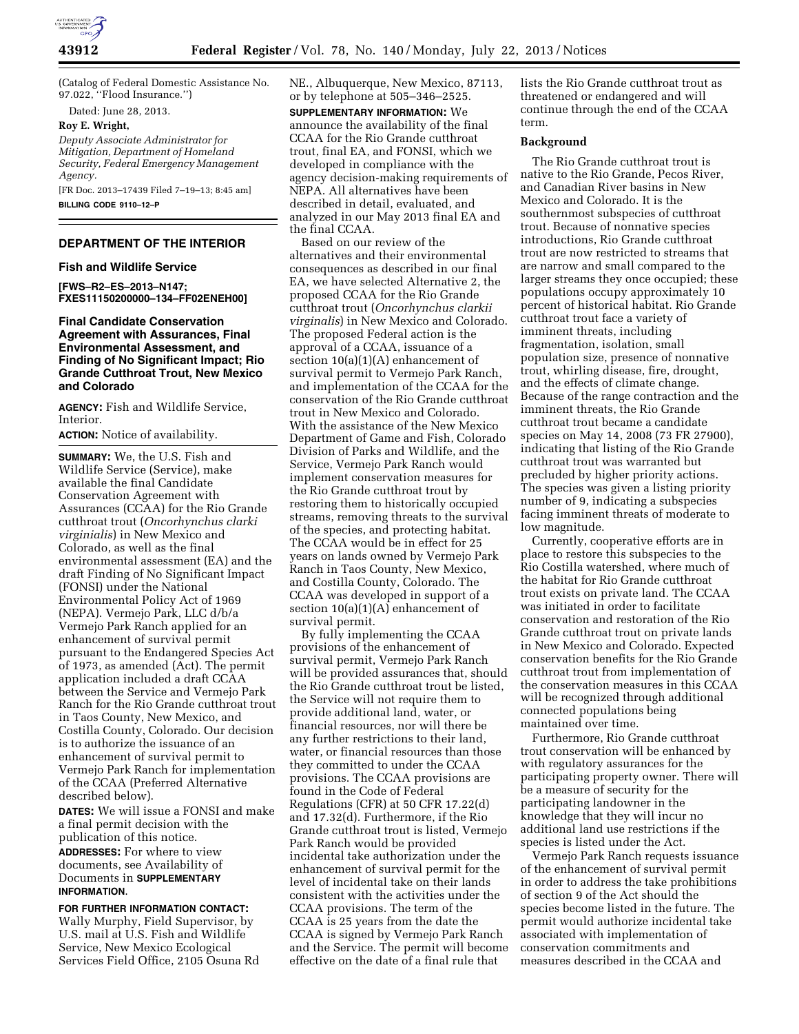(Catalog of Federal Domestic Assistance No. 97.022, "Flood Insurance.")

Dated: June 28, 2013.

**Roy E. Wright,**

*Deputy Associate Administrator for Mitigation, Department of Homeland Security, Federal Emergency Management Agency.*

[FR Doc. 2013–17439 Filed 7–19–13; 8:45 am]

**BILLING CODE 9110–12–P**

---

## DEPARTMENT OF THE INTERIOR

### Fish and Wildlife Service

**[FWS–R2–ES–2013–N147; FXES11150200000–134–FF02ENEH00]**

### Final Candidate Conservation Agreement with Assurances, Final Environmental Assessment, and Finding of No Significant Impact; Rio Grande Cutthroat Trout, New Mexico and Colorado

**AGENCY:** Fish and Wildlife Service, Interior.

**ACTION:** Notice of availability.

**SUMMARY:** We, the U.S. Fish and Wildlife Service (Service), make available the final Candidate Conservation Agreement with Assurances (CCAA) for the Rio Grande cutthroat trout (*Oncorhynchus clarki virginialis*) in New Mexico and Colorado, as well as the final environmental assessment (EA) and the draft Finding of No Significant Impact (FONSI) under the National Environmental Policy Act of 1969 (NEPA). Vermejo Park, LLC d/b/a Vermejo Park Ranch applied for an enhancement of survival permit pursuant to the Endangered Species Act of 1973, as amended (Act). The permit application included a draft CCAA between the Service and Vermejo Park Ranch for the Rio Grande cutthroat trout in Taos County, New Mexico, and Costilla County, Colorado. Our decision is to authorize the issuance of an enhancement of survival permit to Vermejo Park Ranch for implementation of the CCAA (Preferred Alternative described below).

**DATES:** We will issue a FONSI and make a final permit decision with the publication of this notice.

**ADDRESSES:** For where to view documents, see Availability of Documents in **SUPPLEMENTARY INFORMATION**.

**FOR FURTHER INFORMATION CONTACT:** Wally Murphy, Field Supervisor, by U.S. mail at U.S. Fish and Wildlife Service, New Mexico Ecological Services Field Office, 2105 Osuna Rd NE., Albuquerque, New Mexico, 87113, or by telephone at 505–346–2525.

**SUPPLEMENTARY INFORMATION:** We announce the availability of the final CCAA for the Rio Grande cutthroat trout, final EA, and FONSI, which we developed in compliance with the agency decision-making requirements of NEPA. All alternatives have been described in detail, evaluated, and analyzed in our May 2013 final EA and the final CCAA.

Based on our review of the alternatives and their environmental consequences as described in our final EA, we have selected Alternative 2, the proposed CCAA for the Rio Grande cutthroat trout (*Oncorhynchus clarkii virginalis*) in New Mexico and Colorado. The proposed Federal action is the approval of a CCAA, issuance of a section 10(a)(1)(A) enhancement of survival permit to Vermejo Park Ranch, and implementation of the CCAA for the conservation of the Rio Grande cutthroat trout in New Mexico and Colorado. With the assistance of the New Mexico Department of Game and Fish, Colorado Division of Parks and Wildlife, and the Service, Vermejo Park Ranch would implement conservation measures for the Rio Grande cutthroat trout by restoring them to historically occupied streams, removing threats to the survival of the species, and protecting habitat. The CCAA would be in effect for 25 years on lands owned by Vermejo Park Ranch in Taos County, New Mexico, and Costilla County, Colorado. The CCAA was developed in support of a section 10(a)(1)(A) enhancement of survival permit.

By fully implementing the CCAA provisions of the enhancement of survival permit, Vermejo Park Ranch will be provided assurances that, should the Rio Grande cutthroat trout be listed, the Service will not require them to provide additional land, water, or financial resources, nor will there be any further restrictions to their land, water, or financial resources than those they committed to under the CCAA provisions. The CCAA provisions are found in the Code of Federal Regulations (CFR) at 50 CFR 17.22(d) and 17.32(d). Furthermore, if the Rio Grande cutthroat trout is listed, Vermejo Park Ranch would be provided incidental take authorization under the enhancement of survival permit for the level of incidental take on their lands consistent with the activities under the CCAA provisions. The term of the CCAA is 25 years from the date the CCAA is signed by Vermejo Park Ranch and the Service. The permit will become effective on the date of a final rule that lists the Rio Grande cutthroat trout as threatened or endangered and will continue through the end of the CCAA term.

### Background

The Rio Grande cutthroat trout is native to the Rio Grande, Pecos River, and Canadian River basins in New Mexico and Colorado. It is the southernmost subspecies of cutthroat trout. Because of nonnative species introductions, Rio Grande cutthroat trout are now restricted to streams that are narrow and small compared to the larger streams they once occupied; these populations occupy approximately 10 percent of historical habitat. Rio Grande cutthroat trout face a variety of imminent threats, including fragmentation, isolation, small population size, presence of nonnative trout, whirling disease, fire, drought, and the effects of climate change. Because of the range contraction and the imminent threats, the Rio Grande cutthroat trout became a candidate species on May 14, 2008 (73 FR 27900), indicating that listing of the Rio Grande cutthroat trout was warranted but precluded by higher priority actions. The species was given a listing priority number of 9, indicating a subspecies facing imminent threats of moderate to low magnitude.

Currently, cooperative efforts are in place to restore this subspecies to the Rio Costilla watershed, where much of the habitat for Rio Grande cutthroat trout exists on private land. The CCAA was initiated in order to facilitate conservation and restoration of the Rio Grande cutthroat trout on private lands in New Mexico and Colorado. Expected conservation benefits for the Rio Grande cutthroat trout from implementation of the conservation measures in this CCAA will be recognized through additional connected populations being maintained over time.

Furthermore, Rio Grande cutthroat trout conservation will be enhanced by with regulatory assurances for the participating property owner. There will be a measure of security for the participating landowner in the knowledge that they will incur no additional land use restrictions if the species is listed under the Act.

Vermejo Park Ranch requests issuance of the enhancement of survival permit in order to address the take prohibitions of section 9 of the Act should the species become listed in the future. The permit would authorize incidental take associated with implementation of conservation commitments and measures described in the CCAA and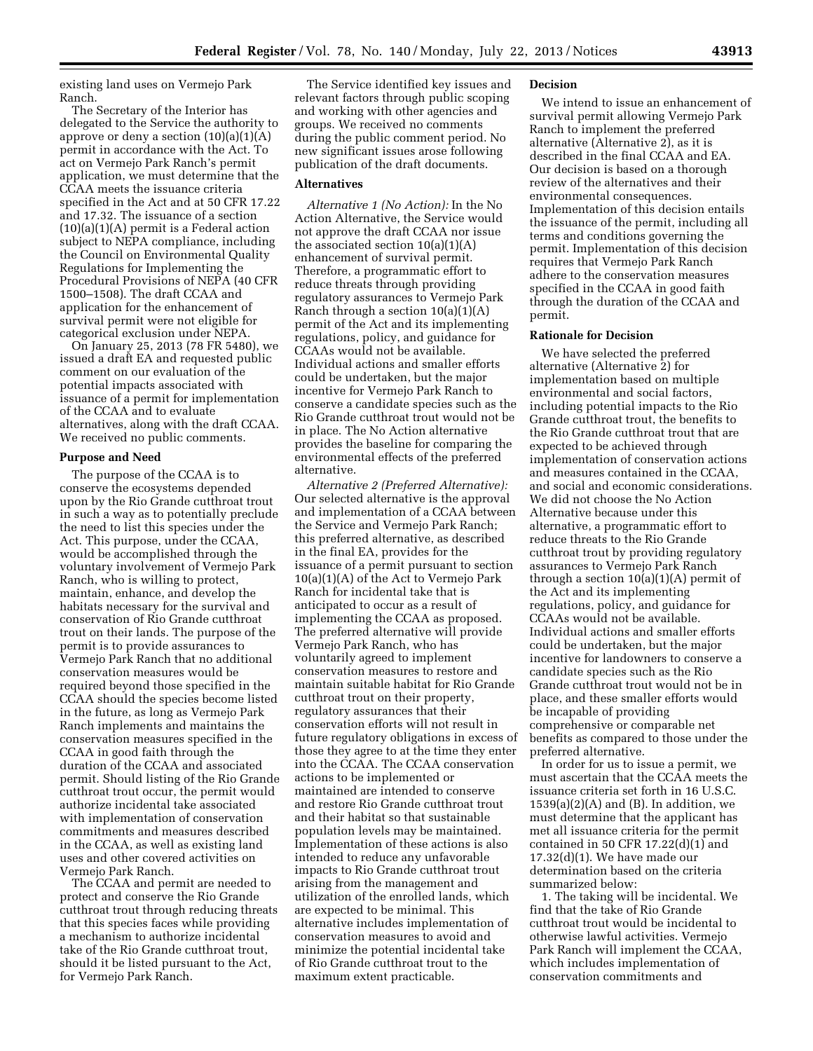existing land uses on Vermejo Park Ranch.

The Secretary of the Interior has delegated to the Service the authority to approve or deny a section (10)(a)(1)(A) permit in accordance with the Act. To act on Vermejo Park Ranch's permit application, we must determine that the CCAA meets the issuance criteria specified in the Act and at 50 CFR 17.22 and 17.32. The issuance of a section (10)(a)(1)(A) permit is a Federal action subject to NEPA compliance, including the Council on Environmental Quality Regulations for Implementing the Procedural Provisions of NEPA (40 CFR 1500–1508). The draft CCAA and application for the enhancement of survival permit were not eligible for categorical exclusion under NEPA.

On January 25, 2013 (78 FR 5480), we issued a draft EA and requested public comment on our evaluation of the potential impacts associated with issuance of a permit for implementation of the CCAA and to evaluate alternatives, along with the draft CCAA. We received no public comments.

### Purpose and Need

The purpose of the CCAA is to conserve the ecosystems depended upon by the Rio Grande cutthroat trout in such a way as to potentially preclude the need to list this species under the Act. This purpose, under the CCAA, would be accomplished through the voluntary involvement of Vermejo Park Ranch, who is willing to protect, maintain, enhance, and develop the habitats necessary for the survival and conservation of Rio Grande cutthroat trout on their lands. The purpose of the permit is to provide assurances to Vermejo Park Ranch that no additional conservation measures would be required beyond those specified in the CCAA should the species become listed in the future, as long as Vermejo Park Ranch implements and maintains the conservation measures specified in the CCAA in good faith through the duration of the CCAA and associated permit. Should listing of the Rio Grande cutthroat trout occur, the permit would authorize incidental take associated with implementation of conservation commitments and measures described in the CCAA, as well as existing land uses and other covered activities on Vermejo Park Ranch.

The CCAA and permit are needed to protect and conserve the Rio Grande cutthroat trout through reducing threats that this species faces while providing a mechanism to authorize incidental take of the Rio Grande cutthroat trout, should it be listed pursuant to the Act, for Vermejo Park Ranch.

The Service identified key issues and relevant factors through public scoping and working with other agencies and groups. We received no comments during the public comment period. No new significant issues arose following publication of the draft documents.

### Alternatives

*Alternative 1 (No Action):* In the No Action Alternative, the Service would not approve the draft CCAA nor issue the associated section 10(a)(1)(A) enhancement of survival permit. Therefore, a programmatic effort to reduce threats through providing regulatory assurances to Vermejo Park Ranch through a section 10(a)(1)(A) permit of the Act and its implementing regulations, policy, and guidance for CCAAs would not be available. Individual actions and smaller efforts could be undertaken, but the major incentive for Vermejo Park Ranch to conserve a candidate species such as the Rio Grande cutthroat trout would not be in place. The No Action alternative provides the baseline for comparing the environmental effects of the preferred alternative.

*Alternative 2 (Preferred Alternative):* Our selected alternative is the approval and implementation of a CCAA between the Service and Vermejo Park Ranch; this preferred alternative, as described in the final EA, provides for the issuance of a permit pursuant to section 10(a)(1)(A) of the Act to Vermejo Park Ranch for incidental take that is anticipated to occur as a result of implementing the CCAA as proposed. The preferred alternative will provide Vermejo Park Ranch, who has voluntarily agreed to implement conservation measures to restore and maintain suitable habitat for Rio Grande cutthroat trout on their property, regulatory assurances that their conservation efforts will not result in future regulatory obligations in excess of those they agree to at the time they enter into the CCAA. The CCAA conservation actions to be implemented or maintained are intended to conserve and restore Rio Grande cutthroat trout and their habitat so that sustainable population levels may be maintained. Implementation of these actions is also intended to reduce any unfavorable impacts to Rio Grande cutthroat trout arising from the management and utilization of the enrolled lands, which are expected to be minimal. This alternative includes implementation of conservation measures to avoid and minimize the potential incidental take of Rio Grande cutthroat trout to the maximum extent practicable.

### Decision

We intend to issue an enhancement of survival permit allowing Vermejo Park Ranch to implement the preferred alternative (Alternative 2), as it is described in the final CCAA and EA. Our decision is based on a thorough review of the alternatives and their environmental consequences. Implementation of this decision entails the issuance of the permit, including all terms and conditions governing the permit. Implementation of this decision requires that Vermejo Park Ranch adhere to the conservation measures specified in the CCAA in good faith through the duration of the CCAA and permit.

### Rationale for Decision

We have selected the preferred alternative (Alternative 2) for implementation based on multiple environmental and social factors, including potential impacts to the Rio Grande cutthroat trout, the benefits to the Rio Grande cutthroat trout that are expected to be achieved through implementation of conservation actions and measures contained in the CCAA, and social and economic considerations. We did not choose the No Action Alternative because under this alternative, a programmatic effort to reduce threats to the Rio Grande cutthroat trout by providing regulatory assurances to Vermejo Park Ranch through a section 10(a)(1)(A) permit of the Act and its implementing regulations, policy, and guidance for CCAAs would not be available. Individual actions and smaller efforts could be undertaken, but the major incentive for landowners to conserve a candidate species such as the Rio Grande cutthroat trout would not be in place, and these smaller efforts would be incapable of providing comprehensive or comparable net benefits as compared to those under the preferred alternative.

In order for us to issue a permit, we must ascertain that the CCAA meets the issuance criteria set forth in 16 U.S.C. 1539(a)(2)(A) and (B). In addition, we must determine that the applicant has met all issuance criteria for the permit contained in 50 CFR 17.22(d)(1) and 17.32(d)(1). We have made our determination based on the criteria summarized below:

1. The taking will be incidental. We find that the take of Rio Grande cutthroat trout would be incidental to otherwise lawful activities. Vermejo Park Ranch will implement the CCAA, which includes implementation of conservation commitments and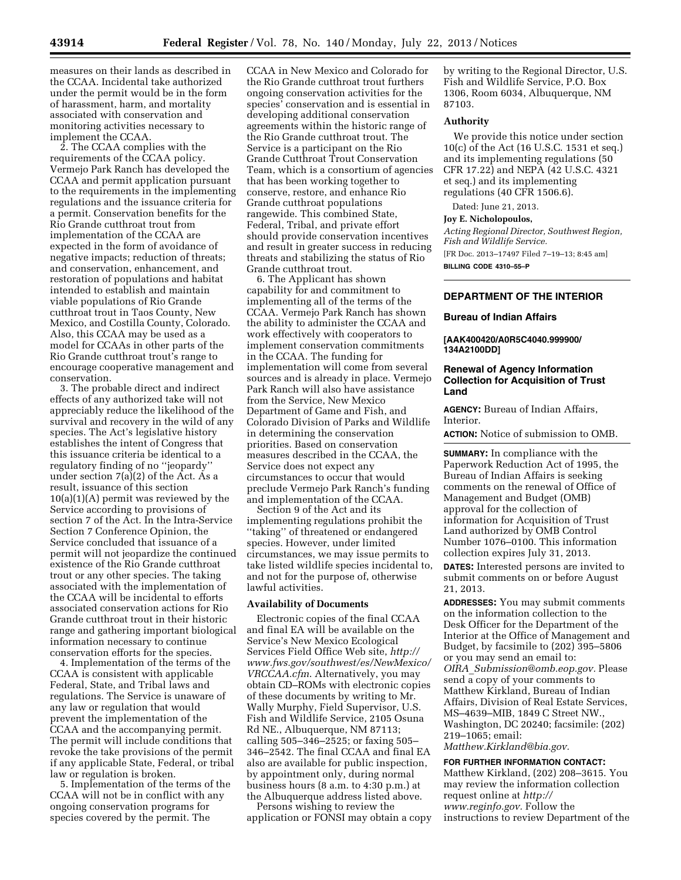measures on their lands as described in the CCAA. Incidental take authorized under the permit would be in the form of harassment, harm, and mortality associated with conservation and monitoring activities necessary to implement the CCAA.

2. The CCAA complies with the requirements of the CCAA policy. Vermejo Park Ranch has developed the CCAA and permit application pursuant to the requirements in the implementing regulations and the issuance criteria for a permit. Conservation benefits for the Rio Grande cutthroat trout from implementation of the CCAA are expected in the form of avoidance of negative impacts; reduction of threats; and conservation, enhancement, and restoration of populations and habitat intended to establish and maintain viable populations of Rio Grande cutthroat trout in Taos County, New Mexico, and Costilla County, Colorado. Also, this CCAA may be used as a model for CCAAs in other parts of the Rio Grande cutthroat trout's range to encourage cooperative management and conservation.

3. The probable direct and indirect effects of any authorized take will not appreciably reduce the likelihood of the survival and recovery in the wild of any species. The Act's legislative history establishes the intent of Congress that this issuance criteria be identical to a regulatory finding of no ''jeopardy'' under section 7(a)(2) of the Act. As a result, issuance of this section 10(a)(1)(A) permit was reviewed by the Service according to provisions of section 7 of the Act. In the Intra-Service Section 7 Conference Opinion, the Service concluded that issuance of a permit will not jeopardize the continued existence of the Rio Grande cutthroat trout or any other species. The taking associated with the implementation of the CCAA will be incidental to efforts associated conservation actions for Rio Grande cutthroat trout in their historic range and gathering important biological information necessary to continue conservation efforts for the species.

4. Implementation of the terms of the CCAA is consistent with applicable Federal, State, and Tribal laws and regulations. The Service is unaware of any law or regulation that would prevent the implementation of the CCAA and the accompanying permit. The permit will include conditions that revoke the take provisions of the permit if any applicable State, Federal, or tribal law or regulation is broken.

5. Implementation of the terms of the CCAA will not be in conflict with any ongoing conservation programs for species covered by the permit. The CCAA in New Mexico and Colorado for the Rio Grande cutthroat trout furthers ongoing conservation activities for the species' conservation and is essential in developing additional conservation agreements within the historic range of the Rio Grande cutthroat trout. The Service is a participant on the Rio Grande Cutthroat Trout Conservation Team, which is a consortium of agencies that has been working together to conserve, restore, and enhance Rio Grande cutthroat trout populations rangewide. This combined State, Federal, Tribal, and private effort should provide conservation incentives and result in greater success in reducing threats and stabilizing the status of Rio Grande cutthroat trout.

6. The Applicant has shown capability for and commitment to implementing all of the terms of the CCAA. Vermejo Park Ranch has shown the ability to administer the CCAA and work effectively with cooperators to implement conservation commitments in the CCAA. The funding for implementation will come from several sources and is already in place. Vermejo Park Ranch will also have assistance from the Service, New Mexico Department of Game and Fish, and Colorado Division of Parks and Wildlife in determining the conservation priorities. Based on conservation measures described in the CCAA, the Service does not expect any circumstances to occur that would preclude Vermejo Park Ranch's funding and implementation of the CCAA.

Section 9 of the Act and its implementing regulations prohibit the ''taking'' of threatened or endangered species. However, under limited circumstances, we may issue permits to take listed wildlife species incidental to, and not for the purpose of, otherwise lawful activities.

### Availability of Documents

Electronic copies of the final CCAA and final EA will be available on the Service's New Mexico Ecological Services Field Office Web site, *http://www.fws.gov/southwest/es/NewMexico/VRCCAA.cfm*. Alternatively, you may obtain CD–ROMs with electronic copies of these documents by writing to Mr. Wally Murphy, Field Supervisor, U.S. Fish and Wildlife Service, 2105 Osuna Rd NE., Albuquerque, NM 87113; calling 505–346–2525; or faxing 505–346–2542. The final CCAA and final EA also are available for public inspection, by appointment only, during normal business hours (8 a.m. to 4:30 p.m.) at the Albuquerque address listed above.

Persons wishing to review the application or FONSI may obtain a copy by writing to the Regional Director, U.S. Fish and Wildlife Service, P.O. Box 1306, Room 6034, Albuquerque, NM 87103.

### Authority

We provide this notice under section 10(c) of the Act (16 U.S.C. 1531 et seq.) and its implementing regulations (50 CFR 17.22) and NEPA (42 U.S.C. 4321 et seq.) and its implementing regulations (40 CFR 1506.6).

Dated: June 21, 2013.

**Joy E. Nicholopoulos,**

*Acting Regional Director, Southwest Region, Fish and Wildlife Service.*

[FR Doc. 2013–17497 Filed 7–19–13; 8:45 am]

**BILLING CODE 4310–55–P**

## DEPARTMENT OF THE INTERIOR

### Bureau of Indian Affairs

**[AAK400420/A0R5C4040.999900/134A2100DD]**

### Renewal of Agency Information Collection for Acquisition of Trust Land

**AGENCY:** Bureau of Indian Affairs, Interior.

**ACTION:** Notice of submission to OMB.

**SUMMARY:** In compliance with the Paperwork Reduction Act of 1995, the Bureau of Indian Affairs is seeking comments on the renewal of Office of Management and Budget (OMB) approval for the collection of information for Acquisition of Trust Land authorized by OMB Control Number 1076–0100. This information collection expires July 31, 2013.

**DATES:** Interested persons are invited to submit comments on or before August 21, 2013.

**ADDRESSES:** You may submit comments on the information collection to the Desk Officer for the Department of the Interior at the Office of Management and Budget, by facsimile to (202) 395–5806 or you may send an email to: *OIRA_Submission@omb.eop.gov*. Please send a copy of your comments to Matthew Kirkland, Bureau of Indian Affairs, Division of Real Estate Services, MS–4639–MIB, 1849 C Street NW., Washington, DC 20240; facsimile: (202) 219–1065; email: *Matthew.Kirkland@bia.gov.*

**FOR FURTHER INFORMATION CONTACT:** Matthew Kirkland, (202) 208–3615. You may review the information collection request online at *http://www.reginfo.gov*. Follow the instructions to review Department of the